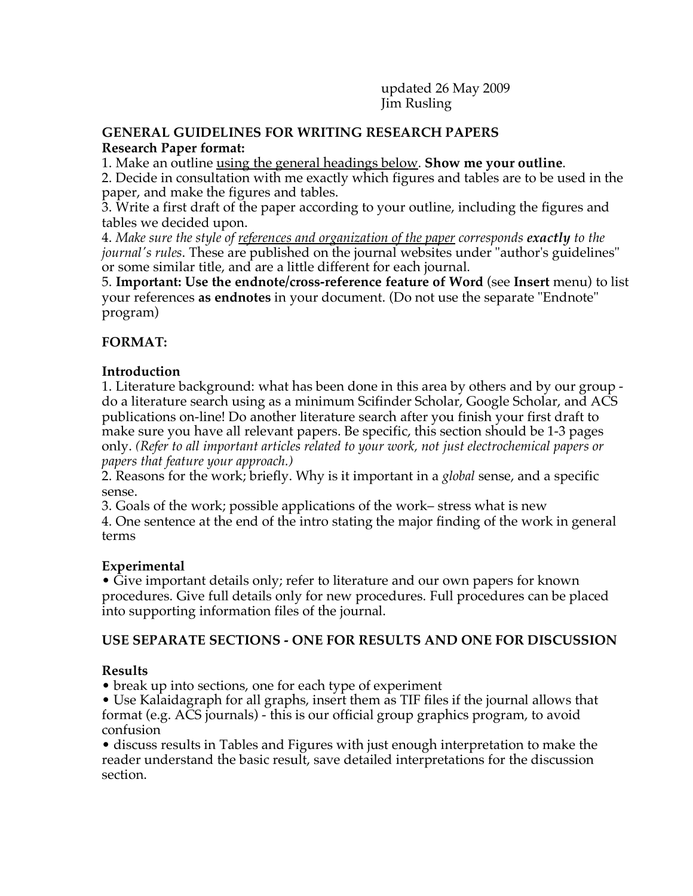updated 26 May 2009
Jim Rusling

# GENERAL GUIDELINES FOR WRITING RESEARCH PAPERS

**Research Paper format:**

1. Make an outline <u>using the general headings below</u>. **Show me your outline**.
2. Decide in consultation with me exactly which figures and tables are to be used in the paper, and make the figures and tables.
3. Write a first draft of the paper according to your outline, including the figures and tables we decided upon.
4. *Make sure the style of <u>references and organization of the paper</u> corresponds **exactly** to the journal's rules*. These are published on the journal websites under "author's guidelines" or some similar title, and are a little different for each journal.
5. **Important: Use the endnote/cross-reference feature of Word** (see **Insert** menu) to list your references **as endnotes** in your document. (Do not use the separate "Endnote" program)

## FORMAT:

### Introduction

1. Literature background: what has been done in this area by others and by our group - do a literature search using as a minimum Scifinder Scholar, Google Scholar, and ACS publications on-line! Do another literature search after you finish your first draft to make sure you have all relevant papers. Be specific, this section should be 1-3 pages only. *(Refer to all important articles related to your work, not just electrochemical papers or papers that feature your approach.)*
2. Reasons for the work; briefly. Why is it important in a *global* sense, and a specific sense.
3. Goals of the work; possible applications of the work– stress what is new
4. One sentence at the end of the intro stating the major finding of the work in general terms

### Experimental

- Give important details only; refer to literature and our own papers for known procedures. Give full details only for new procedures. Full procedures can be placed into supporting information files of the journal.

## USE SEPARATE SECTIONS - ONE FOR RESULTS AND ONE FOR DISCUSSION

### Results

- break up into sections, one for each type of experiment
- Use Kalaidagraph for all graphs, insert them as TIF files if the journal allows that format (e.g. ACS journals) - this is our official group graphics program, to avoid confusion
- discuss results in Tables and Figures with just enough interpretation to make the reader understand the basic result, save detailed interpretations for the discussion section.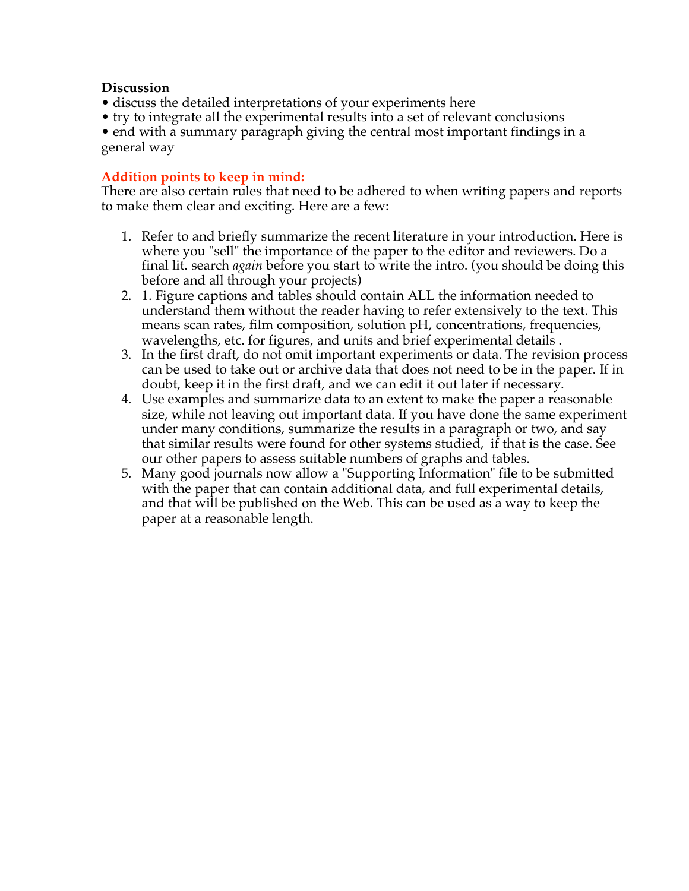**Discussion**

- discuss the detailed interpretations of your experiments here
- try to integrate all the experimental results into a set of relevant conclusions
- end with a summary paragraph giving the central most important findings in a general way

**Addition points to keep in mind:**

There are also certain rules that need to be adhered to when writing papers and reports to make them clear and exciting. Here are a few:

1. Refer to and briefly summarize the recent literature in your introduction. Here is where you "sell" the importance of the paper to the editor and reviewers. Do a final lit. search *again* before you start to write the intro. (you should be doing this before and all through your projects)
2. 1. Figure captions and tables should contain ALL the information needed to understand them without the reader having to refer extensively to the text. This means scan rates, film composition, solution pH, concentrations, frequencies, wavelengths, etc. for figures, and units and brief experimental details .
3. In the first draft, do not omit important experiments or data. The revision process can be used to take out or archive data that does not need to be in the paper. If in doubt, keep it in the first draft, and we can edit it out later if necessary.
4. Use examples and summarize data to an extent to make the paper a reasonable size, while not leaving out important data. If you have done the same experiment under many conditions, summarize the results in a paragraph or two, and say that similar results were found for other systems studied, if that is the case. See our other papers to assess suitable numbers of graphs and tables.
5. Many good journals now allow a "Supporting Information" file to be submitted with the paper that can contain additional data, and full experimental details, and that will be published on the Web. This can be used as a way to keep the paper at a reasonable length.